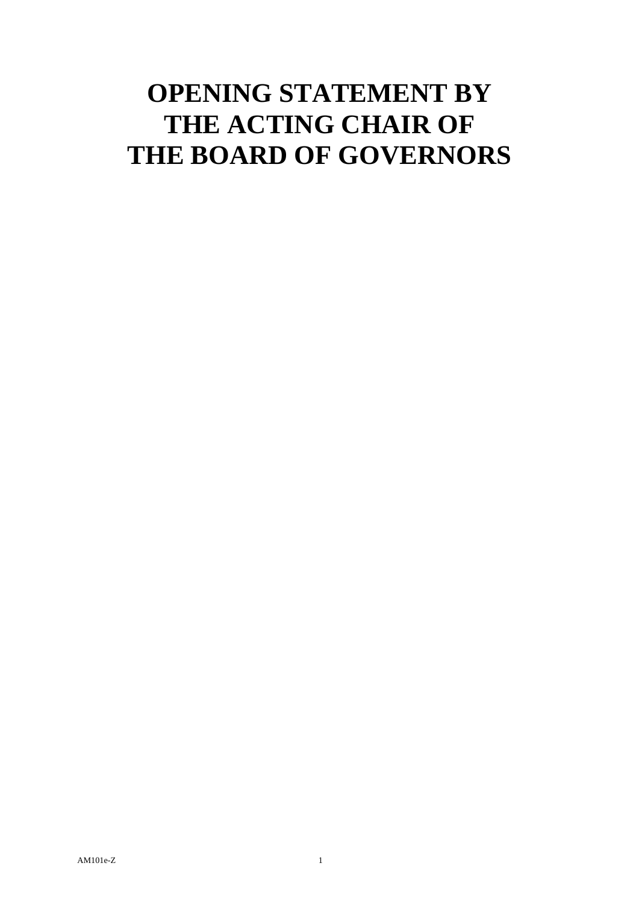# OPENING STATEMENT BY THE ACTING CHAIR OF THE BOARD OF GOVERNORS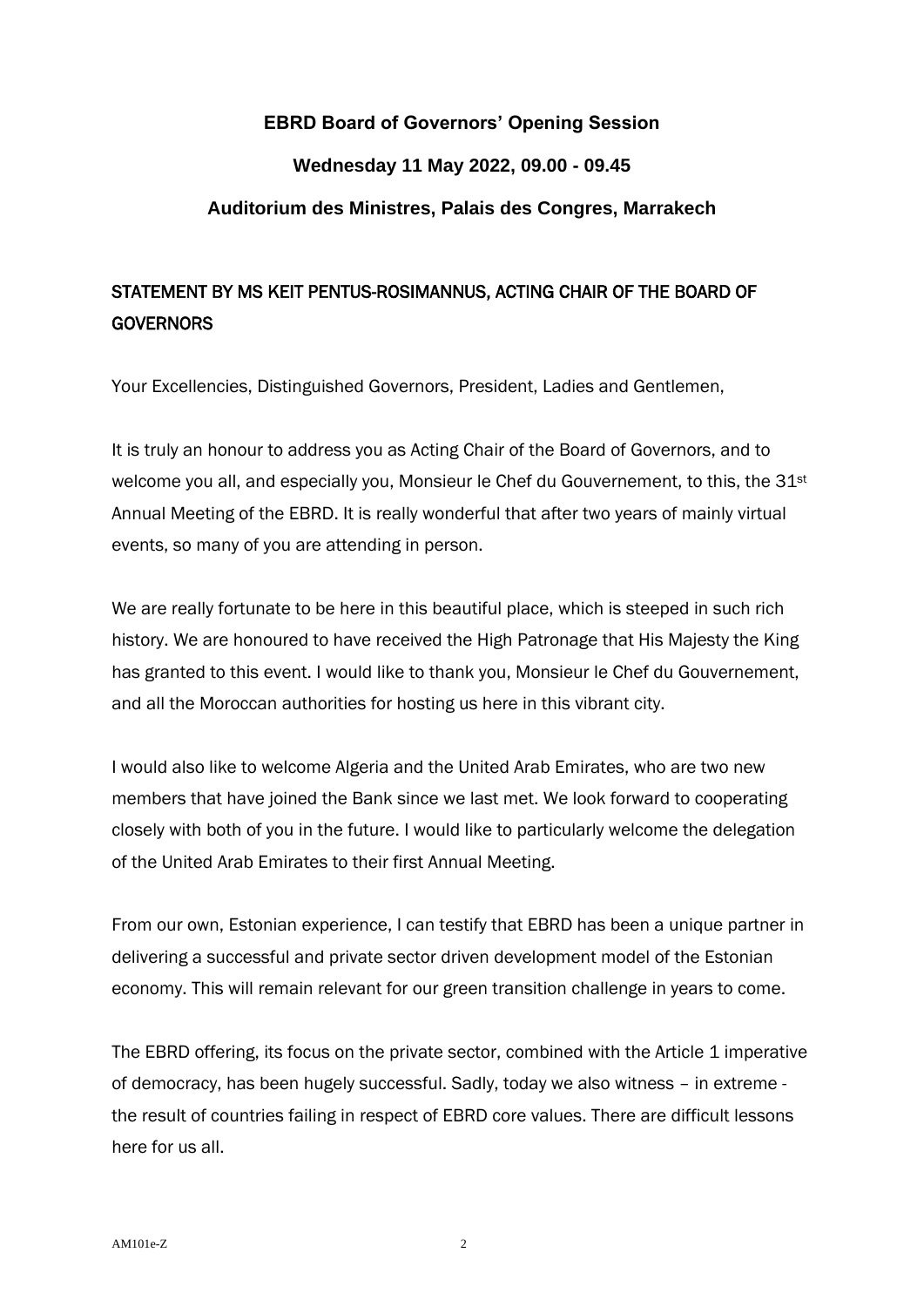**EBRD Board of Governors' Opening Session**

**Wednesday 11 May 2022, 09.00 - 09.45**

**Auditorium des Ministres, Palais des Congres, Marrakech**

## STATEMENT BY MS KEIT PENTUS-ROSIMANNUS, ACTING CHAIR OF THE BOARD OF GOVERNORS

Your Excellencies, Distinguished Governors, President, Ladies and Gentlemen,

It is truly an honour to address you as Acting Chair of the Board of Governors, and to welcome you all, and especially you, Monsieur le Chef du Gouvernement, to this, the 31st Annual Meeting of the EBRD. It is really wonderful that after two years of mainly virtual events, so many of you are attending in person.

We are really fortunate to be here in this beautiful place, which is steeped in such rich history. We are honoured to have received the High Patronage that His Majesty the King has granted to this event. I would like to thank you, Monsieur le Chef du Gouvernement, and all the Moroccan authorities for hosting us here in this vibrant city.

I would also like to welcome Algeria and the United Arab Emirates, who are two new members that have joined the Bank since we last met. We look forward to cooperating closely with both of you in the future. I would like to particularly welcome the delegation of the United Arab Emirates to their first Annual Meeting.

From our own, Estonian experience, I can testify that EBRD has been a unique partner in delivering a successful and private sector driven development model of the Estonian economy. This will remain relevant for our green transition challenge in years to come.

The EBRD offering, its focus on the private sector, combined with the Article 1 imperative of democracy, has been hugely successful. Sadly, today we also witness – in extreme - the result of countries failing in respect of EBRD core values. There are difficult lessons here for us all.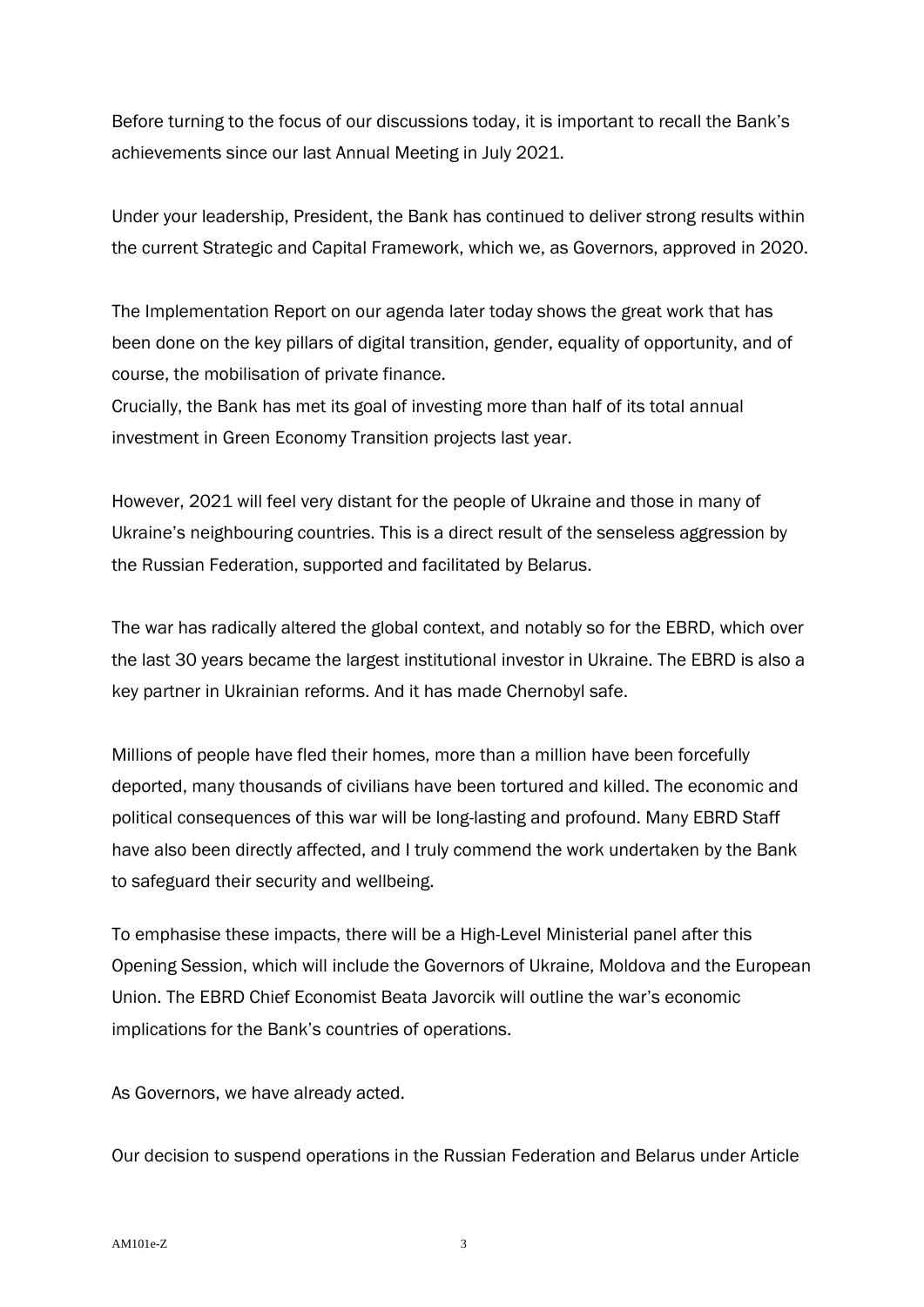Before turning to the focus of our discussions today, it is important to recall the Bank's achievements since our last Annual Meeting in July 2021.

Under your leadership, President, the Bank has continued to deliver strong results within the current Strategic and Capital Framework, which we, as Governors, approved in 2020.

The Implementation Report on our agenda later today shows the great work that has been done on the key pillars of digital transition, gender, equality of opportunity, and of course, the mobilisation of private finance.
Crucially, the Bank has met its goal of investing more than half of its total annual investment in Green Economy Transition projects last year.

However, 2021 will feel very distant for the people of Ukraine and those in many of Ukraine's neighbouring countries. This is a direct result of the senseless aggression by the Russian Federation, supported and facilitated by Belarus.

The war has radically altered the global context, and notably so for the EBRD, which over the last 30 years became the largest institutional investor in Ukraine. The EBRD is also a key partner in Ukrainian reforms. And it has made Chernobyl safe.

Millions of people have fled their homes, more than a million have been forcefully deported, many thousands of civilians have been tortured and killed. The economic and political consequences of this war will be long-lasting and profound. Many EBRD Staff have also been directly affected, and I truly commend the work undertaken by the Bank to safeguard their security and wellbeing.

To emphasise these impacts, there will be a High-Level Ministerial panel after this Opening Session, which will include the Governors of Ukraine, Moldova and the European Union. The EBRD Chief Economist Beata Javorcik will outline the war's economic implications for the Bank's countries of operations.

As Governors, we have already acted.

Our decision to suspend operations in the Russian Federation and Belarus under Article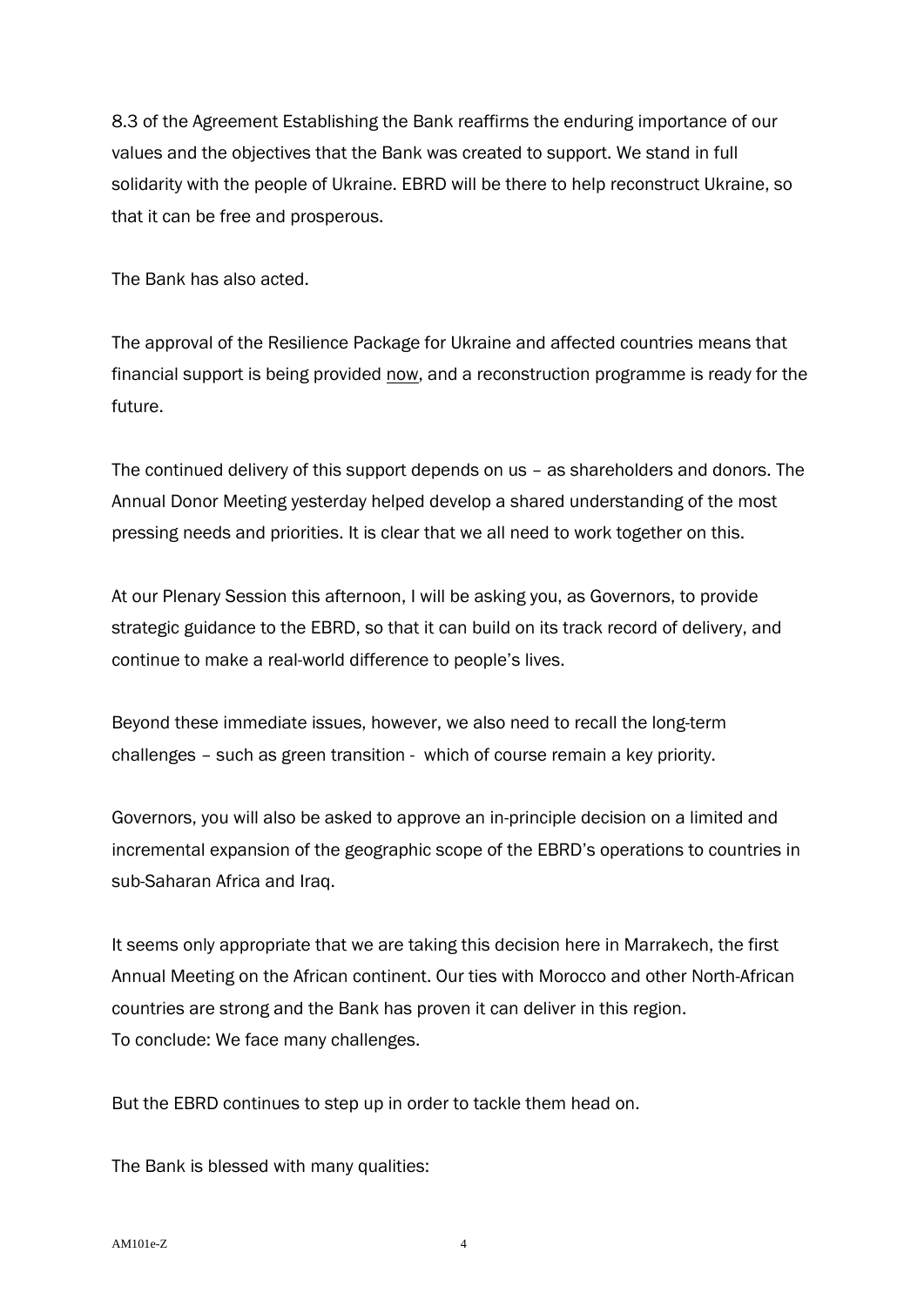8.3 of the Agreement Establishing the Bank reaffirms the enduring importance of our values and the objectives that the Bank was created to support. We stand in full solidarity with the people of Ukraine. EBRD will be there to help reconstruct Ukraine, so that it can be free and prosperous.

The Bank has also acted.

The approval of the Resilience Package for Ukraine and affected countries means that financial support is being provided now, and a reconstruction programme is ready for the future.

The continued delivery of this support depends on us – as shareholders and donors. The Annual Donor Meeting yesterday helped develop a shared understanding of the most pressing needs and priorities. It is clear that we all need to work together on this.

At our Plenary Session this afternoon, I will be asking you, as Governors, to provide strategic guidance to the EBRD, so that it can build on its track record of delivery, and continue to make a real-world difference to people's lives.

Beyond these immediate issues, however, we also need to recall the long-term challenges – such as green transition - which of course remain a key priority.

Governors, you will also be asked to approve an in-principle decision on a limited and incremental expansion of the geographic scope of the EBRD's operations to countries in sub-Saharan Africa and Iraq.

It seems only appropriate that we are taking this decision here in Marrakech, the first Annual Meeting on the African continent. Our ties with Morocco and other North-African countries are strong and the Bank has proven it can deliver in this region.
To conclude: We face many challenges.

But the EBRD continues to step up in order to tackle them head on.

The Bank is blessed with many qualities: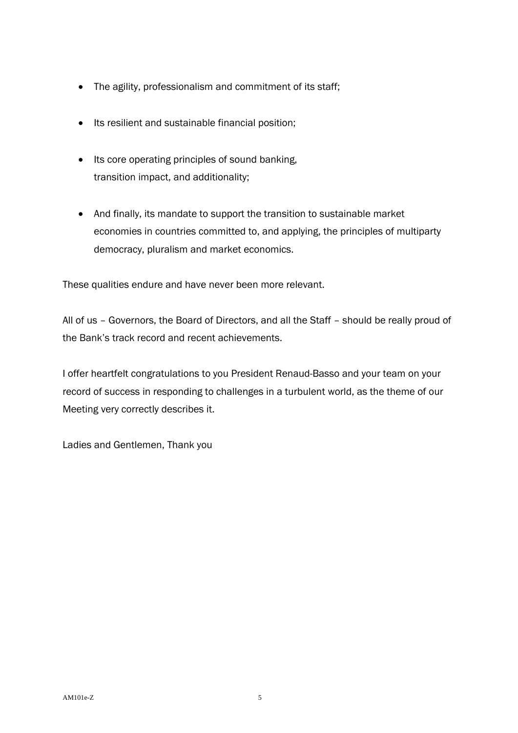- The agility, professionalism and commitment of its staff;
- Its resilient and sustainable financial position;
- Its core operating principles of sound banking, transition impact, and additionality;
- And finally, its mandate to support the transition to sustainable market economies in countries committed to, and applying, the principles of multiparty democracy, pluralism and market economics.

These qualities endure and have never been more relevant.

All of us – Governors, the Board of Directors, and all the Staff – should be really proud of the Bank's track record and recent achievements.

I offer heartfelt congratulations to you President Renaud-Basso and your team on your record of success in responding to challenges in a turbulent world, as the theme of our Meeting very correctly describes it.

Ladies and Gentlemen, Thank you